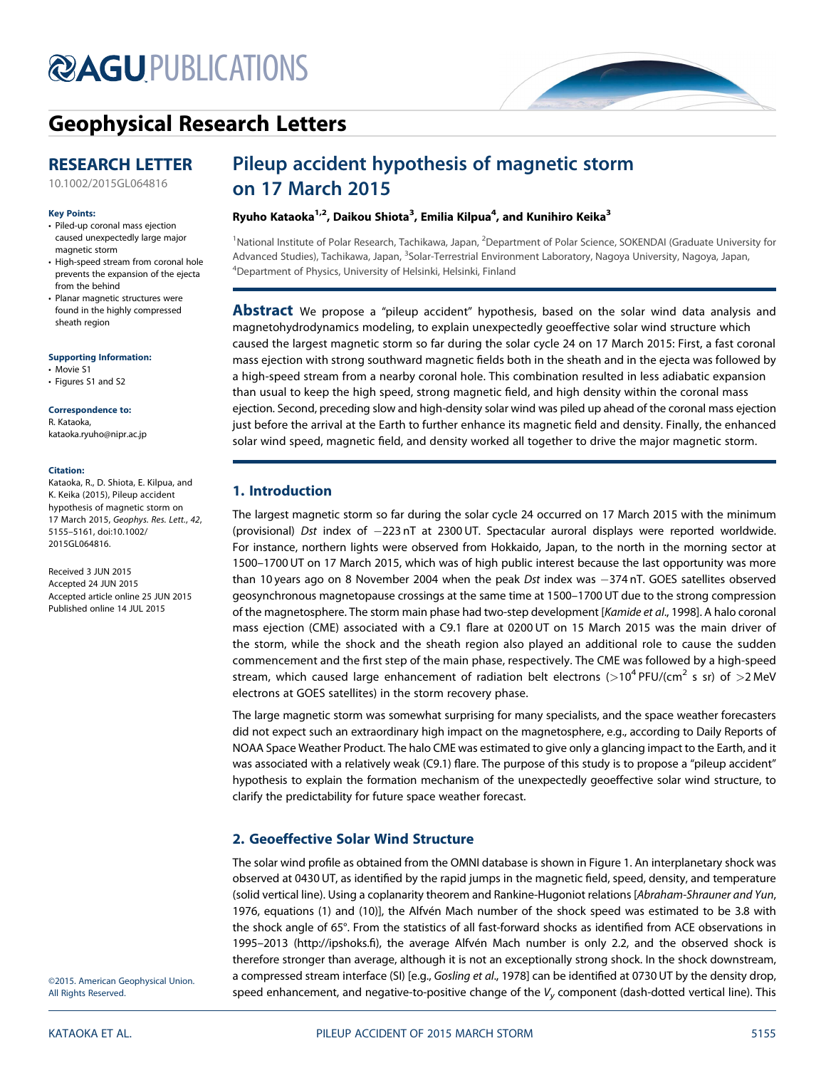# Geophysical Research Letters

## RESEARCH LETTER

10.1002/2015GL064816

**Key Points:**

- Piled-up coronal mass ejection caused unexpectedly large major magnetic storm
- High-speed stream from coronal hole prevents the expansion of the ejecta from the behind
- Planar magnetic structures were found in the highly compressed sheath region

**Supporting Information:**

- Movie S1
- Figures S1 and S2

**Correspondence to:**

R. Kataoka,
kataoka.ryuho@nipr.ac.jp

**Citation:**

Kataoka, R., D. Shiota, E. Kilpua, and K. Keika (2015), Pileup accident hypothesis of magnetic storm on 17 March 2015, *Geophys. Res. Lett.*, *42*, 5155–5161, doi:10.1002/2015GL064816.

Received 3 JUN 2015
Accepted 24 JUN 2015
Accepted article online 25 JUN 2015
Published online 14 JUL 2015

©2015. American Geophysical Union. All Rights Reserved.

# Pileup accident hypothesis of magnetic storm on 17 March 2015

**Ryuho Kataoka[1,2], Daikou Shiota[3], Emilia Kilpua[4], and Kunihiro Keika[3]**

[1]National Institute of Polar Research, Tachikawa, Japan, [2]Department of Polar Science, SOKENDAI (Graduate University for Advanced Studies), Tachikawa, Japan, [3]Solar-Terrestrial Environment Laboratory, Nagoya University, Nagoya, Japan, [4]Department of Physics, University of Helsinki, Helsinki, Finland

**Abstract** We propose a "pileup accident" hypothesis, based on the solar wind data analysis and magnetohydrodynamics modeling, to explain unexpectedly geoeffective solar wind structure which caused the largest magnetic storm so far during the solar cycle 24 on 17 March 2015: First, a fast coronal mass ejection with strong southward magnetic fields both in the sheath and in the ejecta was followed by a high-speed stream from a nearby coronal hole. This combination resulted in less adiabatic expansion than usual to keep the high speed, strong magnetic field, and high density within the coronal mass ejection. Second, preceding slow and high-density solar wind was piled up ahead of the coronal mass ejection just before the arrival at the Earth to further enhance its magnetic field and density. Finally, the enhanced solar wind speed, magnetic field, and density worked all together to drive the major magnetic storm.

## 1. Introduction

The largest magnetic storm so far during the solar cycle 24 occurred on 17 March 2015 with the minimum (provisional) *Dst* index of −223 nT at 2300 UT. Spectacular auroral displays were reported worldwide. For instance, northern lights were observed from Hokkaido, Japan, to the north in the morning sector at 1500–1700 UT on 17 March 2015, which was of high public interest because the last opportunity was more than 10 years ago on 8 November 2004 when the peak *Dst* index was −374 nT. GOES satellites observed geosynchronous magnetopause crossings at the same time at 1500–1700 UT due to the strong compression of the magnetosphere. The storm main phase had two-step development [*Kamide et al.*, 1998]. A halo coronal mass ejection (CME) associated with a C9.1 flare at 0200 UT on 15 March 2015 was the main driver of the storm, while the shock and the sheath region also played an additional role to cause the sudden commencement and the first step of the main phase, respectively. The CME was followed by a high-speed stream, which caused large enhancement of radiation belt electrons (>$10^4$ PFU/(cm$^2$ s sr) of >2 MeV electrons at GOES satellites) in the storm recovery phase.

The large magnetic storm was somewhat surprising for many specialists, and the space weather forecasters did not expect such an extraordinary high impact on the magnetosphere, e.g., according to Daily Reports of NOAA Space Weather Product. The halo CME was estimated to give only a glancing impact to the Earth, and it was associated with a relatively weak (C9.1) flare. The purpose of this study is to propose a "pileup accident" hypothesis to explain the formation mechanism of the unexpectedly geoeffective solar wind structure, to clarify the predictability for future space weather forecast.

## 2. Geoeffective Solar Wind Structure

The solar wind profile as obtained from the OMNI database is shown in Figure 1. An interplanetary shock was observed at 0430 UT, as identified by the rapid jumps in the magnetic field, speed, density, and temperature (solid vertical line). Using a coplanarity theorem and Rankine-Hugoniot relations [*Abraham-Shrauner and Yun*, 1976, equations (1) and (10)], the Alfvén Mach number of the shock speed was estimated to be 3.8 with the shock angle of 65°. From the statistics of all fast-forward shocks as identified from ACE observations in 1995–2013 (http://ipshoks.fi), the average Alfvén Mach number is only 2.2, and the observed shock is therefore stronger than average, although it is not an exceptionally strong shock. In the shock downstream, a compressed stream interface (SI) [e.g., *Gosling et al.*, 1978] can be identified at 0730 UT by the density drop, speed enhancement, and negative-to-positive change of the $V_y$ component (dash-dotted vertical line). This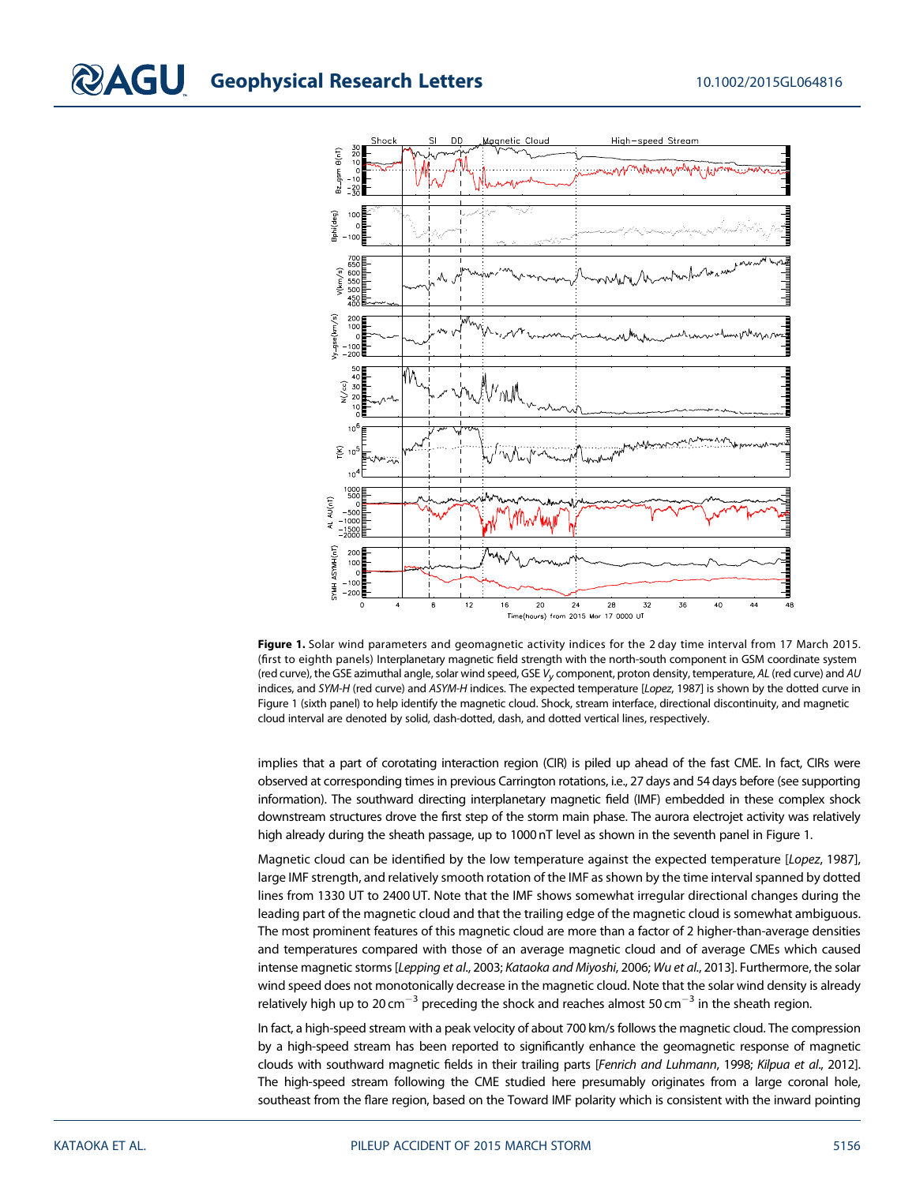**Figure 1.** Solar wind parameters and geomagnetic activity indices for the 2 day time interval from 17 March 2015. (first to eighth panels) Interplanetary magnetic field strength with the north-south component in GSM coordinate system (red curve), the GSE azimuthal angle, solar wind speed, GSE $V_y$ component, proton density, temperature, *AL* (red curve) and *AU* indices, and *SYM-H* (red curve) and *ASYM-H* indices. The expected temperature [*Lopez*, 1987] is shown by the dotted curve in Figure 1 (sixth panel) to help identify the magnetic cloud. Shock, stream interface, directional discontinuity, and magnetic cloud interval are denoted by solid, dash-dotted, dash, and dotted vertical lines, respectively.

implies that a part of corotating interaction region (CIR) is piled up ahead of the fast CME. In fact, CIRs were observed at corresponding times in previous Carrington rotations, i.e., 27 days and 54 days before (see supporting information). The southward directing interplanetary magnetic field (IMF) embedded in these complex shock downstream structures drove the first step of the storm main phase. The aurora electrojet activity was relatively high already during the sheath passage, up to 1000 nT level as shown in the seventh panel in Figure 1.

Magnetic cloud can be identified by the low temperature against the expected temperature [*Lopez*, 1987], large IMF strength, and relatively smooth rotation of the IMF as shown by the time interval spanned by dotted lines from 1330 UT to 2400 UT. Note that the IMF shows somewhat irregular directional changes during the leading part of the magnetic cloud and that the trailing edge of the magnetic cloud is somewhat ambiguous. The most prominent features of this magnetic cloud are more than a factor of 2 higher-than-average densities and temperatures compared with those of an average magnetic cloud and of average CMEs which caused intense magnetic storms [*Lepping et al.*, 2003; *Kataoka and Miyoshi*, 2006; *Wu et al.*, 2013]. Furthermore, the solar wind speed does not monotonically decrease in the magnetic cloud. Note that the solar wind density is already relatively high up to 20 $\text{cm}^{-3}$ preceding the shock and reaches almost 50 $\text{cm}^{-3}$ in the sheath region.

In fact, a high-speed stream with a peak velocity of about 700 km/s follows the magnetic cloud. The compression by a high-speed stream has been reported to significantly enhance the geomagnetic response of magnetic clouds with southward magnetic fields in their trailing parts [*Fenrich and Luhmann*, 1998; *Kilpua et al.*, 2012]. The high-speed stream following the CME studied here presumably originates from a large coronal hole, southeast from the flare region, based on the Toward IMF polarity which is consistent with the inward pointing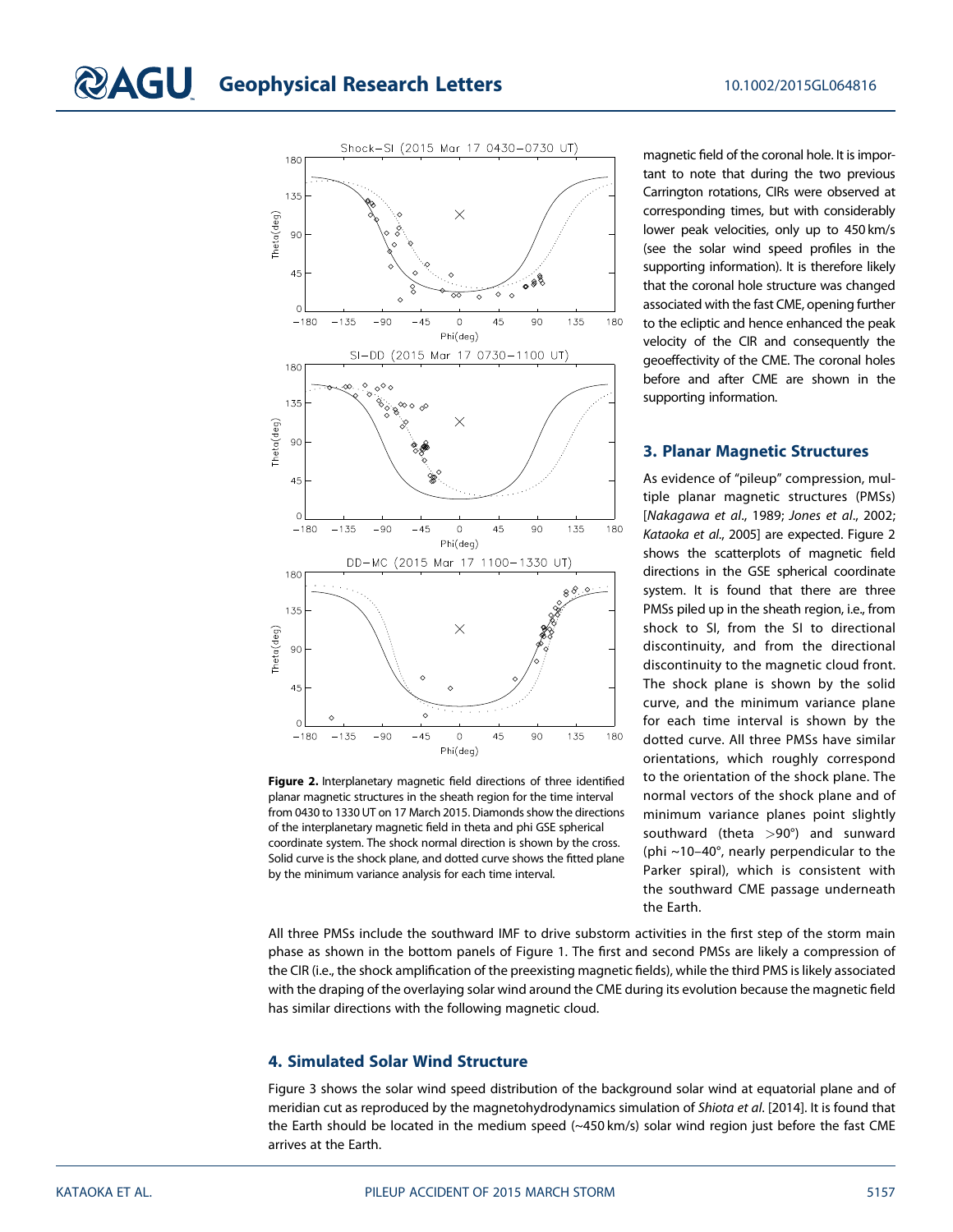magnetic field of the coronal hole. It is important to note that during the two previous Carrington rotations, CIRs were observed at corresponding times, but with considerably lower peak velocities, only up to 450 km/s (see the solar wind speed profiles in the supporting information). It is therefore likely that the coronal hole structure was changed associated with the fast CME, opening further to the ecliptic and hence enhanced the peak velocity of the CIR and consequently the geoeffectivity of the CME. The coronal holes before and after CME are shown in the supporting information.

**Figure 2.** Interplanetary magnetic field directions of three identified planar magnetic structures in the sheath region for the time interval from 0430 to 1330 UT on 17 March 2015. Diamonds show the directions of the interplanetary magnetic field in theta and phi GSE spherical coordinate system. The shock normal direction is shown by the cross. Solid curve is the shock plane, and dotted curve shows the fitted plane by the minimum variance analysis for each time interval.

## 3. Planar Magnetic Structures

As evidence of "pileup" compression, multiple planar magnetic structures (PMSs) [*Nakagawa et al*., 1989; *Jones et al*., 2002; *Kataoka et al*., 2005] are expected. Figure 2 shows the scatterplots of magnetic field directions in the GSE spherical coordinate system. It is found that there are three PMSs piled up in the sheath region, i.e., from shock to SI, from the SI to directional discontinuity, and from the directional discontinuity to the magnetic cloud front. The shock plane is shown by the solid curve, and the minimum variance plane for each time interval is shown by the dotted curve. All three PMSs have similar orientations, which roughly correspond to the orientation of the shock plane. The normal vectors of the shock plane and of minimum variance planes point slightly southward (theta $>90°$) and sunward (phi ~10–40°, nearly perpendicular to the Parker spiral), which is consistent with the southward CME passage underneath the Earth.

All three PMSs include the southward IMF to drive substorm activities in the first step of the storm main phase as shown in the bottom panels of Figure 1. The first and second PMSs are likely a compression of the CIR (i.e., the shock amplification of the preexisting magnetic fields), while the third PMS is likely associated with the draping of the overlaying solar wind around the CME during its evolution because the magnetic field has similar directions with the following magnetic cloud.

## 4. Simulated Solar Wind Structure

Figure 3 shows the solar wind speed distribution of the background solar wind at equatorial plane and of meridian cut as reproduced by the magnetohydrodynamics simulation of *Shiota et al*. [2014]. It is found that the Earth should be located in the medium speed (~450 km/s) solar wind region just before the fast CME arrives at the Earth.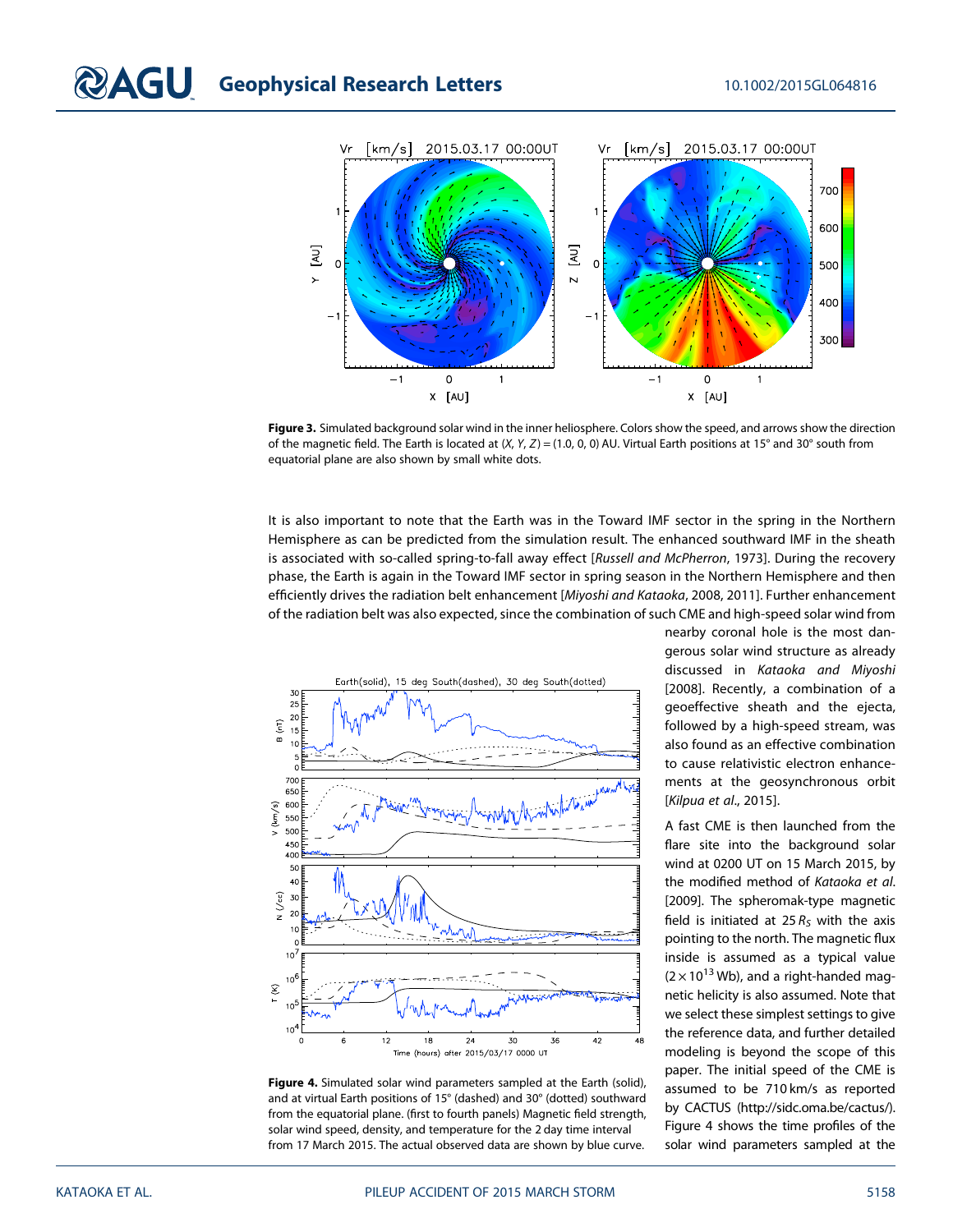Figure 3. Simulated background solar wind in the inner heliosphere. Colors show the speed, and arrows show the direction of the magnetic field. The Earth is located at $(X, Y, Z) = (1.0, 0, 0)$ AU. Virtual Earth positions at 15° and 30° south from equatorial plane are also shown by small white dots.

It is also important to note that the Earth was in the Toward IMF sector in the spring in the Northern Hemisphere as can be predicted from the simulation result. The enhanced southward IMF in the sheath is associated with so-called spring-to-fall away effect [*Russell and McPherron*, 1973]. During the recovery phase, the Earth is again in the Toward IMF sector in spring season in the Northern Hemisphere and then efficiently drives the radiation belt enhancement [*Miyoshi and Kataoka*, 2008, 2011]. Further enhancement of the radiation belt was also expected, since the combination of such CME and high-speed solar wind from nearby coronal hole is the most dangerous solar wind structure as already discussed in *Kataoka and Miyoshi* [2008]. Recently, a combination of a geoeffective sheath and the ejecta, followed by a high-speed stream, was also found as an effective combination to cause relativistic electron enhancements at the geosynchronous orbit [*Kilpua et al.*, 2015].

A fast CME is then launched from the flare site into the background solar wind at 0200 UT on 15 March 2015, by the modified method of *Kataoka et al.* [2009]. The spheromak-type magnetic field is initiated at $25\,R_S$ with the axis pointing to the north. The magnetic flux inside is assumed as a typical value ($2 \times 10^{13}$ Wb), and a right-handed magnetic helicity is also assumed. Note that we select these simplest settings to give the reference data, and further detailed modeling is beyond the scope of this paper. The initial speed of the CME is assumed to be 710 km/s as reported by CACTUS (http://sidc.oma.be/cactus/). Figure 4 shows the time profiles of the solar wind parameters sampled at the

Figure 4. Simulated solar wind parameters sampled at the Earth (solid), and at virtual Earth positions of 15° (dashed) and 30° (dotted) southward from the equatorial plane. (first to fourth panels) Magnetic field strength, solar wind speed, density, and temperature for the 2 day time interval from 17 March 2015. The actual observed data are shown by blue curve.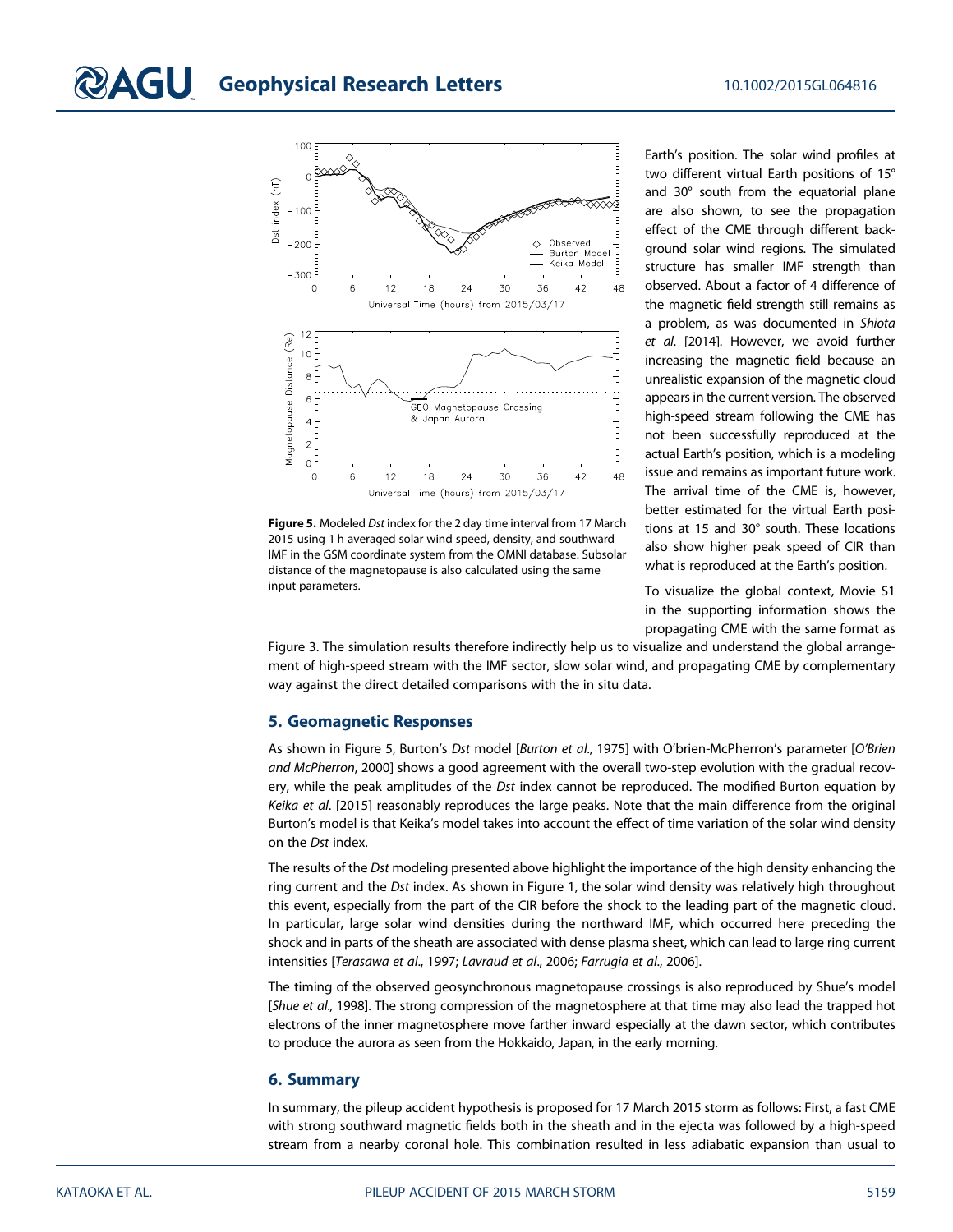Earth's position. The solar wind profiles at two different virtual Earth positions of 15° and 30° south from the equatorial plane are also shown, to see the propagation effect of the CME through different background solar wind regions. The simulated structure has smaller IMF strength than observed. About a factor of 4 difference of the magnetic field strength still remains as a problem, as was documented in *Shiota et al.* [2014]. However, we avoid further increasing the magnetic field because an unrealistic expansion of the magnetic cloud appears in the current version. The observed high-speed stream following the CME has not been successfully reproduced at the actual Earth's position, which is a modeling issue and remains as important future work. The arrival time of the CME is, however, better estimated for the virtual Earth positions at 15 and 30° south. These locations also show higher peak speed of CIR than what is reproduced at the Earth's position.

To visualize the global context, Movie S1 in the supporting information shows the propagating CME with the same format as Figure 3. The simulation results therefore indirectly help us to visualize and understand the global arrangement of high-speed stream with the IMF sector, slow solar wind, and propagating CME by complementary way against the direct detailed comparisons with the in situ data.

**Figure 5.** Modeled *Dst* index for the 2 day time interval from 17 March 2015 using 1 h averaged solar wind speed, density, and southward IMF in the GSM coordinate system from the OMNI database. Subsolar distance of the magnetopause is also calculated using the same input parameters.

## 5. Geomagnetic Responses

As shown in Figure 5, Burton's *Dst* model [*Burton et al.*, 1975] with O'brien-McPherron's parameter [*O'Brien and McPherron*, 2000] shows a good agreement with the overall two-step evolution with the gradual recovery, while the peak amplitudes of the *Dst* index cannot be reproduced. The modified Burton equation by *Keika et al*. [2015] reasonably reproduces the large peaks. Note that the main difference from the original Burton's model is that Keika's model takes into account the effect of time variation of the solar wind density on the *Dst* index.

The results of the *Dst* modeling presented above highlight the importance of the high density enhancing the ring current and the *Dst* index. As shown in Figure 1, the solar wind density was relatively high throughout this event, especially from the part of the CIR before the shock to the leading part of the magnetic cloud. In particular, large solar wind densities during the northward IMF, which occurred here preceding the shock and in parts of the sheath are associated with dense plasma sheet, which can lead to large ring current intensities [*Terasawa et al*., 1997; *Lavraud et al*., 2006; *Farrugia et al*., 2006].

The timing of the observed geosynchronous magnetopause crossings is also reproduced by Shue's model [*Shue et al*., 1998]. The strong compression of the magnetosphere at that time may also lead the trapped hot electrons of the inner magnetosphere move farther inward especially at the dawn sector, which contributes to produce the aurora as seen from the Hokkaido, Japan, in the early morning.

## 6. Summary

In summary, the pileup accident hypothesis is proposed for 17 March 2015 storm as follows: First, a fast CME with strong southward magnetic fields both in the sheath and in the ejecta was followed by a high-speed stream from a nearby coronal hole. This combination resulted in less adiabatic expansion than usual to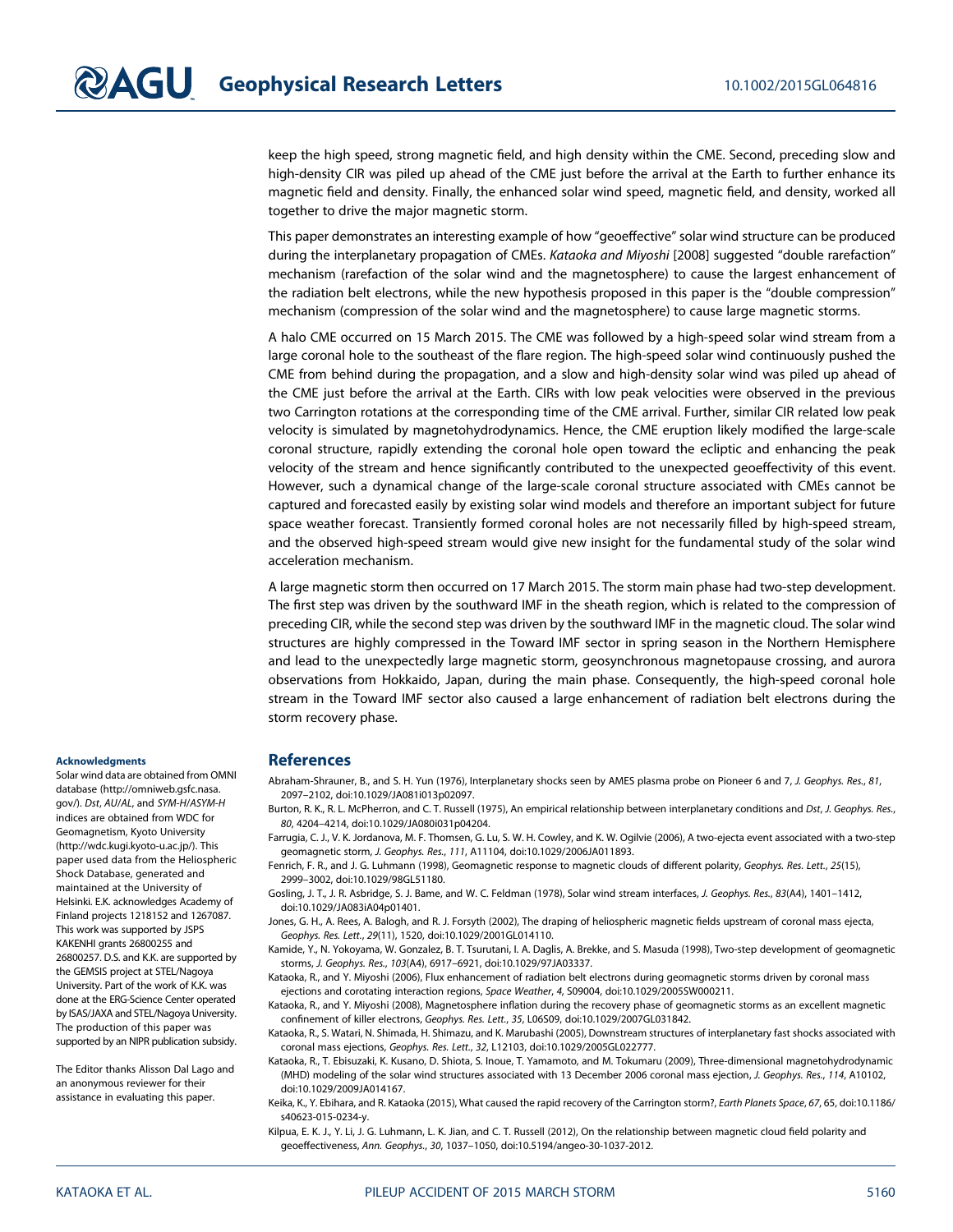keep the high speed, strong magnetic field, and high density within the CME. Second, preceding slow and high-density CIR was piled up ahead of the CME just before the arrival at the Earth to further enhance its magnetic field and density. Finally, the enhanced solar wind speed, magnetic field, and density, worked all together to drive the major magnetic storm.

This paper demonstrates an interesting example of how "geoeffective" solar wind structure can be produced during the interplanetary propagation of CMEs. *Kataoka and Miyoshi* [2008] suggested "double rarefaction" mechanism (rarefaction of the solar wind and the magnetosphere) to cause the largest enhancement of the radiation belt electrons, while the new hypothesis proposed in this paper is the "double compression" mechanism (compression of the solar wind and the magnetosphere) to cause large magnetic storms.

A halo CME occurred on 15 March 2015. The CME was followed by a high-speed solar wind stream from a large coronal hole to the southeast of the flare region. The high-speed solar wind continuously pushed the CME from behind during the propagation, and a slow and high-density solar wind was piled up ahead of the CME just before the arrival at the Earth. CIRs with low peak velocities were observed in the previous two Carrington rotations at the corresponding time of the CME arrival. Further, similar CIR related low peak velocity is simulated by magnetohydrodynamics. Hence, the CME eruption likely modified the large-scale coronal structure, rapidly extending the coronal hole open toward the ecliptic and enhancing the peak velocity of the stream and hence significantly contributed to the unexpected geoeffectivity of this event. However, such a dynamical change of the large-scale coronal structure associated with CMEs cannot be captured and forecasted easily by existing solar wind models and therefore an important subject for future space weather forecast. Transiently formed coronal holes are not necessarily filled by high-speed stream, and the observed high-speed stream would give new insight for the fundamental study of the solar wind acceleration mechanism.

A large magnetic storm then occurred on 17 March 2015. The storm main phase had two-step development. The first step was driven by the southward IMF in the sheath region, which is related to the compression of preceding CIR, while the second step was driven by the southward IMF in the magnetic cloud. The solar wind structures are highly compressed in the Toward IMF sector in spring season in the Northern Hemisphere and lead to the unexpectedly large magnetic storm, geosynchronous magnetopause crossing, and aurora observations from Hokkaido, Japan, during the main phase. Consequently, the high-speed coronal hole stream in the Toward IMF sector also caused a large enhancement of radiation belt electrons during the storm recovery phase.

#### Acknowledgments

Solar wind data are obtained from OMNI database (http://omniweb.gsfc.nasa.gov/). *Dst*, *AU/AL*, and *SYM-H/ASYM-H* indices are obtained from WDC for Geomagnetism, Kyoto University (http://wdc.kugi.kyoto-u.ac.jp/). This paper used data from the Heliospheric Shock Database, generated and maintained at the University of Helsinki. E.K. acknowledges Academy of Finland projects 1218152 and 1267087. This work was supported by JSPS KAKENHI grants 26800255 and 26800257. D.S. and K.K. are supported by the GEMSIS project at STEL/Nagoya University. Part of the work of K.K. was done at the ERG-Science Center operated by ISAS/JAXA and STEL/Nagoya University. The production of this paper was supported by an NIPR publication subsidy.

The Editor thanks Alisson Dal Lago and an anonymous reviewer for their assistance in evaluating this paper.

## References

Abraham-Shrauner, B., and S. H. Yun (1976), Interplanetary shocks seen by AMES plasma probe on Pioneer 6 and 7, *J. Geophys. Res.*, *81*, 2097–2102, doi:10.1029/JA081i013p02097.

Burton, R. K., R. L. McPherron, and C. T. Russell (1975), An empirical relationship between interplanetary conditions and Dst, *J. Geophys. Res.*, *80*, 4204–4214, doi:10.1029/JA080i031p04204.

Farrugia, C. J., V. K. Jordanova, M. F. Thomsen, G. Lu, S. W. H. Cowley, and K. W. Ogilvie (2006), A two-ejecta event associated with a two-step geomagnetic storm, *J. Geophys. Res.*, *111*, A11104, doi:10.1029/2006JA011893.

Fenrich, F. R., and J. G. Luhmann (1998), Geomagnetic response to magnetic clouds of different polarity, *Geophys. Res. Lett.*, *25*(15), 2999–3002, doi:10.1029/98GL51180.

Gosling, J. T., J. R. Asbridge, S. J. Bame, and W. C. Feldman (1978), Solar wind stream interfaces, *J. Geophys. Res.*, *83*(A4), 1401–1412, doi:10.1029/JA083iA04p01401.

Jones, G. H., A. Rees, A. Balogh, and R. J. Forsyth (2002), The draping of heliospheric magnetic fields upstream of coronal mass ejecta, *Geophys. Res. Lett.*, *29*(11), 1520, doi:10.1029/2001GL014110.

Kamide, Y., N. Yokoyama, W. Gonzalez, B. T. Tsurutani, I. A. Daglis, A. Brekke, and S. Masuda (1998), Two-step development of geomagnetic storms, *J. Geophys. Res.*, *103*(A4), 6917–6921, doi:10.1029/97JA03337.

Kataoka, R., and Y. Miyoshi (2006), Flux enhancement of radiation belt electrons during geomagnetic storms driven by coronal mass ejections and corotating interaction regions, *Space Weather*, *4*, S09004, doi:10.1029/2005SW000211.

Kataoka, R., and Y. Miyoshi (2008), Magnetosphere inflation during the recovery phase of geomagnetic storms as an excellent magnetic confinement of killer electrons, *Geophys. Res. Lett.*, *35*, L06S09, doi:10.1029/2007GL031842.

Kataoka, R., S. Watari, N. Shimada, H. Shimazu, and K. Marubashi (2005), Downstream structures of interplanetary fast shocks associated with coronal mass ejections, *Geophys. Res. Lett.*, *32*, L12103, doi:10.1029/2005GL022777.

Kataoka, R., T. Ebisuzaki, K. Kusano, D. Shiota, S. Inoue, T. Yamamoto, and M. Tokumaru (2009), Three-dimensional magnetohydrodynamic (MHD) modeling of the solar wind structures associated with 13 December 2006 coronal mass ejection, *J. Geophys. Res.*, *114*, A10102, doi:10.1029/2009JA014167.

Keika, K., Y. Ebihara, and R. Kataoka (2015), What caused the rapid recovery of the Carrington storm?, *Earth Planets Space*, *67*, 65, doi:10.1186/s40623-015-0234-y.

Kilpua, E. K. J., Y. Li, J. G. Luhmann, L. K. Jian, and C. T. Russell (2012), On the relationship between magnetic cloud field polarity and geoeffectiveness, *Ann. Geophys.*, *30*, 1037–1050, doi:10.5194/angeo-30-1037-2012.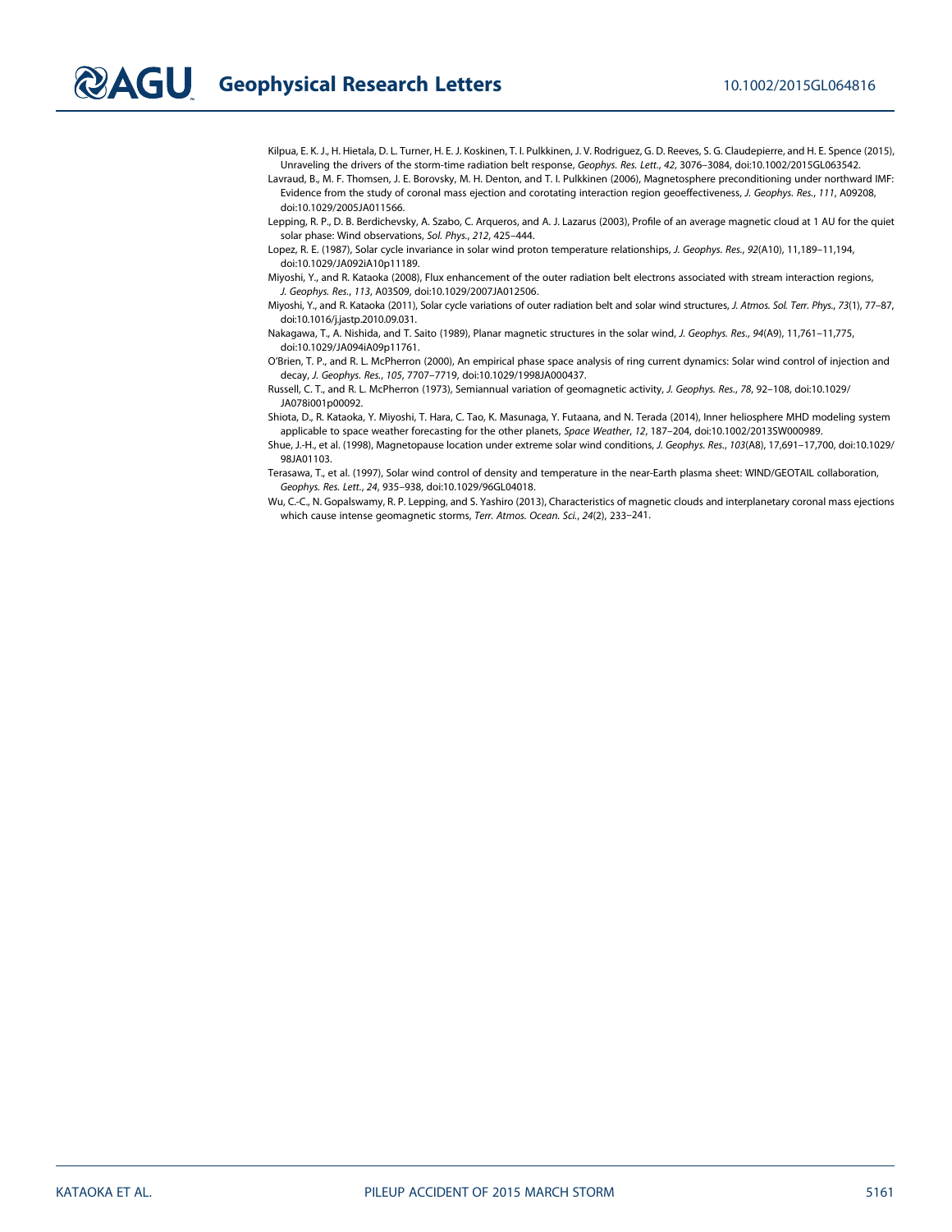Kilpua, E. K. J., H. Hietala, D. L. Turner, H. E. J. Koskinen, T. I. Pulkkinen, J. V. Rodriguez, G. D. Reeves, S. G. Claudepierre, and H. E. Spence (2015), Unraveling the drivers of the storm-time radiation belt response, *Geophys. Res. Lett.*, *42*, 3076–3084, doi:10.1002/2015GL063542.

Lavraud, B., M. F. Thomsen, J. E. Borovsky, M. H. Denton, and T. I. Pulkkinen (2006), Magnetosphere preconditioning under northward IMF: Evidence from the study of coronal mass ejection and corotating interaction region geoeffectiveness, *J. Geophys. Res.*, *111*, A09208, doi:10.1029/2005JA011566.

Lepping, R. P., D. B. Berdichevsky, A. Szabo, C. Arqueros, and A. J. Lazarus (2003), Profile of an average magnetic cloud at 1 AU for the quiet solar phase: Wind observations, *Sol. Phys.*, *212*, 425–444.

Lopez, R. E. (1987), Solar cycle invariance in solar wind proton temperature relationships, *J. Geophys. Res.*, *92*(A10), 11,189–11,194, doi:10.1029/JA092iA10p11189.

Miyoshi, Y., and R. Kataoka (2008), Flux enhancement of the outer radiation belt electrons associated with stream interaction regions, *J. Geophys. Res.*, *113*, A03S09, doi:10.1029/2007JA012506.

Miyoshi, Y., and R. Kataoka (2011), Solar cycle variations of outer radiation belt and solar wind structures, *J. Atmos. Sol. Terr. Phys.*, *73*(1), 77–87, doi:10.1016/j.jastp.2010.09.031.

Nakagawa, T., A. Nishida, and T. Saito (1989), Planar magnetic structures in the solar wind, *J. Geophys. Res.*, *94*(A9), 11,761–11,775, doi:10.1029/JA094iA09p11761.

O'Brien, T. P., and R. L. McPherron (2000), An empirical phase space analysis of ring current dynamics: Solar wind control of injection and decay, *J. Geophys. Res.*, *105*, 7707–7719, doi:10.1029/1998JA000437.

Russell, C. T., and R. L. McPherron (1973), Semiannual variation of geomagnetic activity, *J. Geophys. Res.*, *78*, 92–108, doi:10.1029/JA078i001p00092.

Shiota, D., R. Kataoka, Y. Miyoshi, T. Hara, C. Tao, K. Masunaga, Y. Futaana, and N. Terada (2014), Inner heliosphere MHD modeling system applicable to space weather forecasting for the other planets, *Space Weather*, *12*, 187–204, doi:10.1002/2013SW000989.

Shue, J.-H., et al. (1998), Magnetopause location under extreme solar wind conditions, *J. Geophys. Res.*, *103*(A8), 17,691–17,700, doi:10.1029/98JA01103.

Terasawa, T., et al. (1997), Solar wind control of density and temperature in the near-Earth plasma sheet: WIND/GEOTAIL collaboration, *Geophys. Res. Lett.*, *24*, 935–938, doi:10.1029/96GL04018.

Wu, C.-C., N. Gopalswamy, R. P. Lepping, and S. Yashiro (2013), Characteristics of magnetic clouds and interplanetary coronal mass ejections which cause intense geomagnetic storms, *Terr. Atmos. Ocean. Sci.*, *24*(2), 233–241.